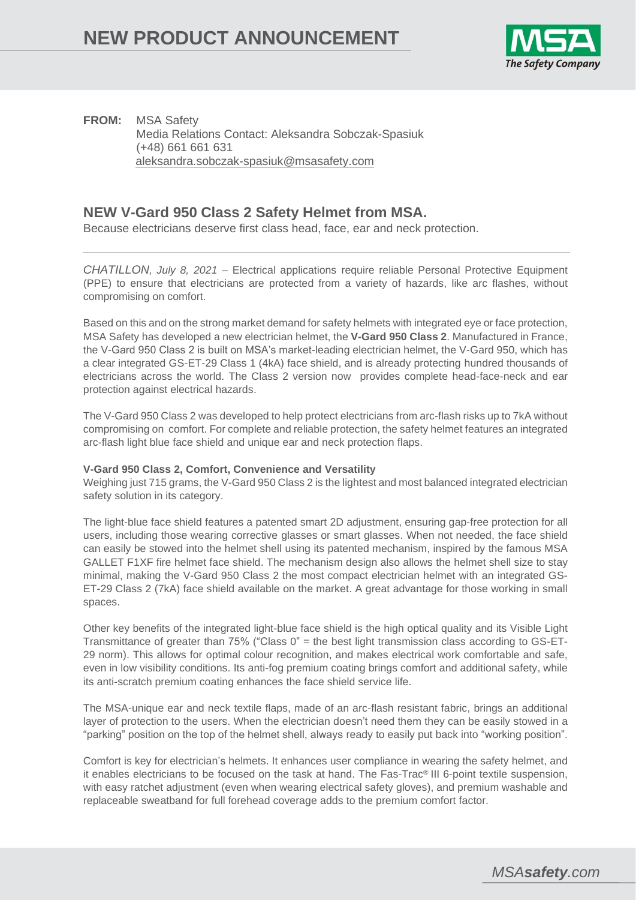# NEW PRODUCT ANNOUNCEMENT

**FROM:** MSA Safety
Media Relations Contact: Aleksandra Sobczak-Spasiuk
(+48) 661 661 631
aleksandra.sobczak-spasiuk@msasafety.com

## NEW V-Gard 950 Class 2 Safety Helmet from MSA.

Because electricians deserve first class head, face, ear and neck protection.

---

*CHATILLON, July 8, 2021* – Electrical applications require reliable Personal Protective Equipment (PPE) to ensure that electricians are protected from a variety of hazards, like arc flashes, without compromising on comfort.

Based on this and on the strong market demand for safety helmets with integrated eye or face protection, MSA Safety has developed a new electrician helmet, the **V-Gard 950 Class 2**. Manufactured in France, the V-Gard 950 Class 2 is built on MSA's market-leading electrician helmet, the V-Gard 950, which has a clear integrated GS-ET-29 Class 1 (4kA) face shield, and is already protecting hundred thousands of electricians across the world. The Class 2 version now provides complete head-face-neck and ear protection against electrical hazards.

The V-Gard 950 Class 2 was developed to help protect electricians from arc-flash risks up to 7kA without compromising on comfort. For complete and reliable protection, the safety helmet features an integrated arc-flash light blue face shield and unique ear and neck protection flaps.

**V-Gard 950 Class 2, Comfort, Convenience and Versatility**

Weighing just 715 grams, the V-Gard 950 Class 2 is the lightest and most balanced integrated electrician safety solution in its category.

The light-blue face shield features a patented smart 2D adjustment, ensuring gap-free protection for all users, including those wearing corrective glasses or smart glasses. When not needed, the face shield can easily be stowed into the helmet shell using its patented mechanism, inspired by the famous MSA GALLET F1XF fire helmet face shield. The mechanism design also allows the helmet shell size to stay minimal, making the V-Gard 950 Class 2 the most compact electrician helmet with an integrated GS-ET-29 Class 2 (7kA) face shield available on the market. A great advantage for those working in small spaces.

Other key benefits of the integrated light-blue face shield is the high optical quality and its Visible Light Transmittance of greater than 75% ("Class 0" = the best light transmission class according to GS-ET-29 norm). This allows for optimal colour recognition, and makes electrical work comfortable and safe, even in low visibility conditions. Its anti-fog premium coating brings comfort and additional safety, while its anti-scratch premium coating enhances the face shield service life.

The MSA-unique ear and neck textile flaps, made of an arc-flash resistant fabric, brings an additional layer of protection to the users. When the electrician doesn't need them they can be easily stowed in a "parking" position on the top of the helmet shell, always ready to easily put back into "working position".

Comfort is key for electrician's helmets. It enhances user compliance in wearing the safety helmet, and it enables electricians to be focused on the task at hand. The Fas-Trac® III 6-point textile suspension, with easy ratchet adjustment (even when wearing electrical safety gloves), and premium washable and replaceable sweatband for full forehead coverage adds to the premium comfort factor.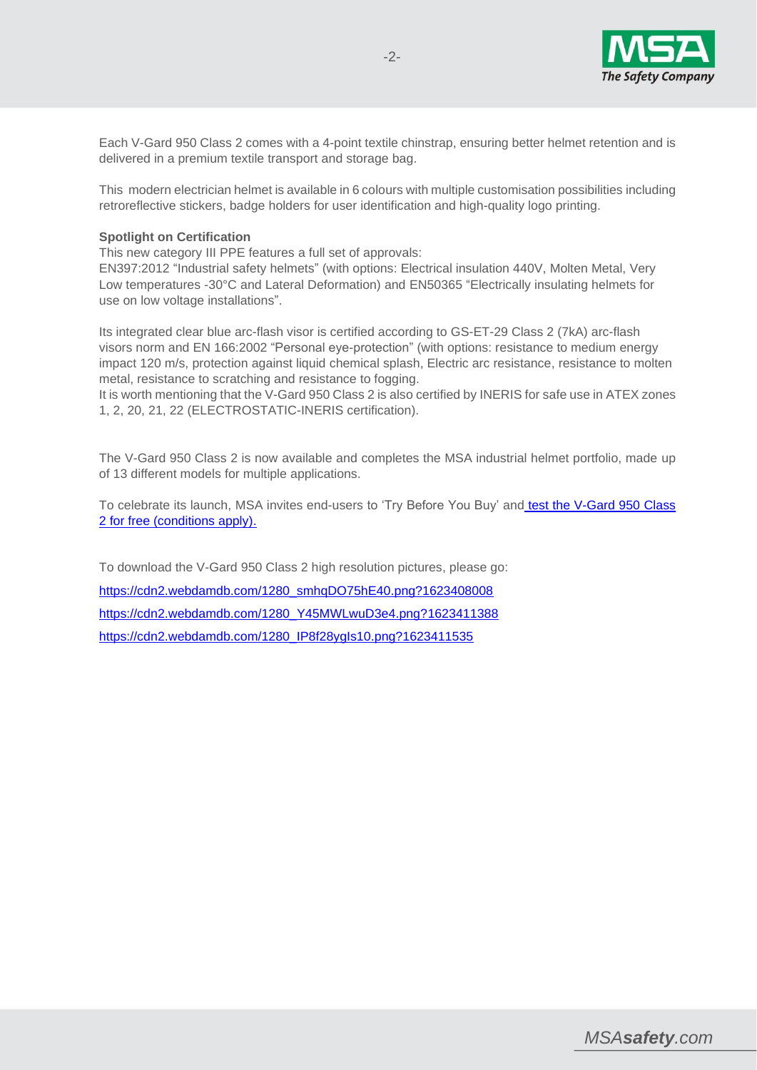Each V-Gard 950 Class 2 comes with a 4-point textile chinstrap, ensuring better helmet retention and is delivered in a premium textile transport and storage bag.

This modern electrician helmet is available in 6 colours with multiple customisation possibilities including retroreflective stickers, badge holders for user identification and high-quality logo printing.

**Spotlight on Certification**

This new category III PPE features a full set of approvals:
EN397:2012 “Industrial safety helmets” (with options: Electrical insulation 440V, Molten Metal, Very Low temperatures -30°C and Lateral Deformation) and EN50365 “Electrically insulating helmets for use on low voltage installations”.

Its integrated clear blue arc-flash visor is certified according to GS-ET-29 Class 2 (7kA) arc-flash visors norm and EN 166:2002 “Personal eye-protection” (with options: resistance to medium energy impact 120 m/s, protection against liquid chemical splash, Electric arc resistance, resistance to molten metal, resistance to scratching and resistance to fogging.
It is worth mentioning that the V-Gard 950 Class 2 is also certified by INERIS for safe use in ATEX zones 1, 2, 20, 21, 22 (ELECTROSTATIC-INERIS certification).

The V-Gard 950 Class 2 is now available and completes the MSA industrial helmet portfolio, made up of 13 different models for multiple applications.

To celebrate its launch, MSA invites end-users to ‘Try Before You Buy’ and test the V-Gard 950 Class 2 for free (conditions apply).

To download the V-Gard 950 Class 2 high resolution pictures, please go:

https://cdn2.webdamdb.com/1280_smhqDO75hE40.png?1623408008

https://cdn2.webdamdb.com/1280_Y45MWLwuD3e4.png?1623411388

https://cdn2.webdamdb.com/1280_IP8f28ygls10.png?1623411535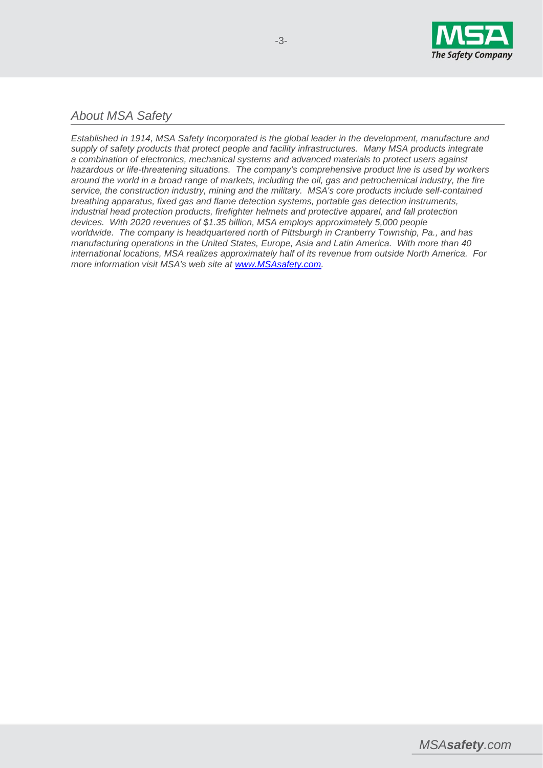## *About MSA Safety*

*Established in 1914, MSA Safety Incorporated is the global leader in the development, manufacture and supply of safety products that protect people and facility infrastructures. Many MSA products integrate a combination of electronics, mechanical systems and advanced materials to protect users against hazardous or life-threatening situations. The company's comprehensive product line is used by workers around the world in a broad range of markets, including the oil, gas and petrochemical industry, the fire service, the construction industry, mining and the military. MSA's core products include self-contained breathing apparatus, fixed gas and flame detection systems, portable gas detection instruments, industrial head protection products, firefighter helmets and protective apparel, and fall protection devices. With 2020 revenues of $1.35 billion, MSA employs approximately 5,000 people worldwide. The company is headquartered north of Pittsburgh in Cranberry Township, Pa., and has manufacturing operations in the United States, Europe, Asia and Latin America. With more than 40 international locations, MSA realizes approximately half of its revenue from outside North America. For more information visit MSA's web site at [www.MSAsafety.com](http://www.MSAsafety.com).*